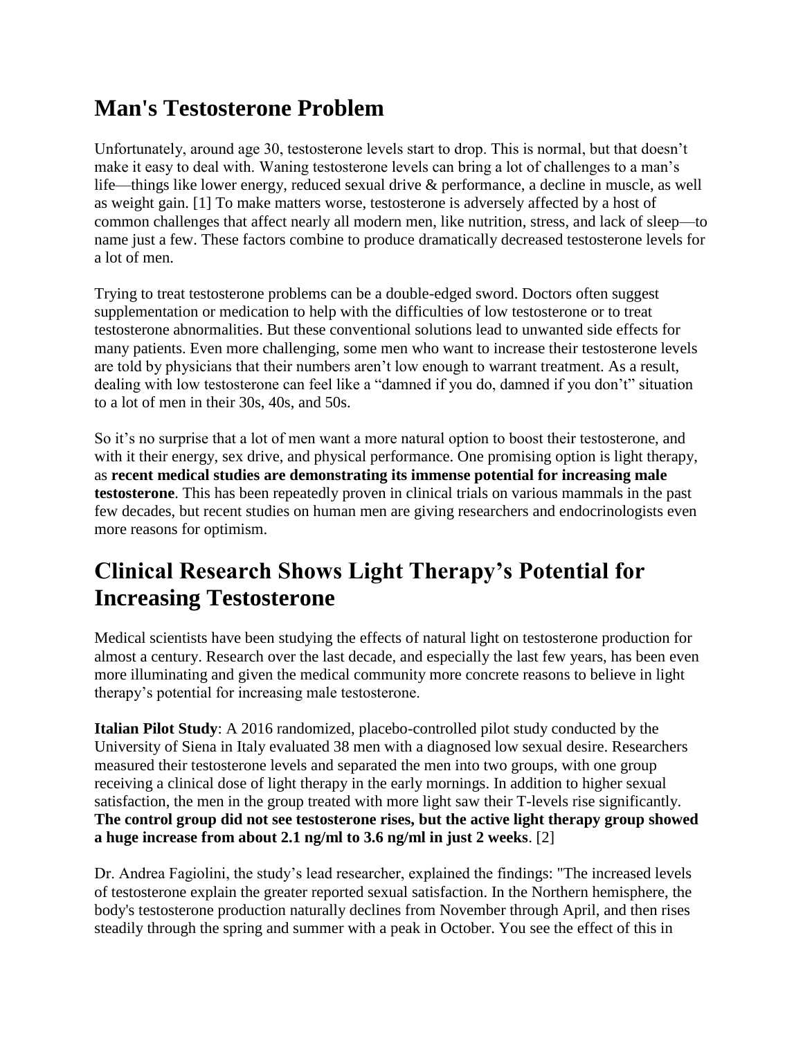## Man's Testosterone Problem

Unfortunately, around age 30, testosterone levels start to drop. This is normal, but that doesn't make it easy to deal with. Waning testosterone levels can bring a lot of challenges to a man's life—things like lower energy, reduced sexual drive & performance, a decline in muscle, as well as weight gain. [1] To make matters worse, testosterone is adversely affected by a host of common challenges that affect nearly all modern men, like nutrition, stress, and lack of sleep—to name just a few. These factors combine to produce dramatically decreased testosterone levels for a lot of men.

Trying to treat testosterone problems can be a double-edged sword. Doctors often suggest supplementation or medication to help with the difficulties of low testosterone or to treat testosterone abnormalities. But these conventional solutions lead to unwanted side effects for many patients. Even more challenging, some men who want to increase their testosterone levels are told by physicians that their numbers aren't low enough to warrant treatment. As a result, dealing with low testosterone can feel like a "damned if you do, damned if you don't" situation to a lot of men in their 30s, 40s, and 50s.

So it's no surprise that a lot of men want a more natural option to boost their testosterone, and with it their energy, sex drive, and physical performance. One promising option is light therapy, as **recent medical studies are demonstrating its immense potential for increasing male testosterone**. This has been repeatedly proven in clinical trials on various mammals in the past few decades, but recent studies on human men are giving researchers and endocrinologists even more reasons for optimism.

## Clinical Research Shows Light Therapy's Potential for Increasing Testosterone

Medical scientists have been studying the effects of natural light on testosterone production for almost a century. Research over the last decade, and especially the last few years, has been even more illuminating and given the medical community more concrete reasons to believe in light therapy's potential for increasing male testosterone.

**Italian Pilot Study**: A 2016 randomized, placebo-controlled pilot study conducted by the University of Siena in Italy evaluated 38 men with a diagnosed low sexual desire. Researchers measured their testosterone levels and separated the men into two groups, with one group receiving a clinical dose of light therapy in the early mornings. In addition to higher sexual satisfaction, the men in the group treated with more light saw their T-levels rise significantly. **The control group did not see testosterone rises, but the active light therapy group showed a huge increase from about 2.1 ng/ml to 3.6 ng/ml in just 2 weeks**. [2]

Dr. Andrea Fagiolini, the study's lead researcher, explained the findings: "The increased levels of testosterone explain the greater reported sexual satisfaction. In the Northern hemisphere, the body's testosterone production naturally declines from November through April, and then rises steadily through the spring and summer with a peak in October. You see the effect of this in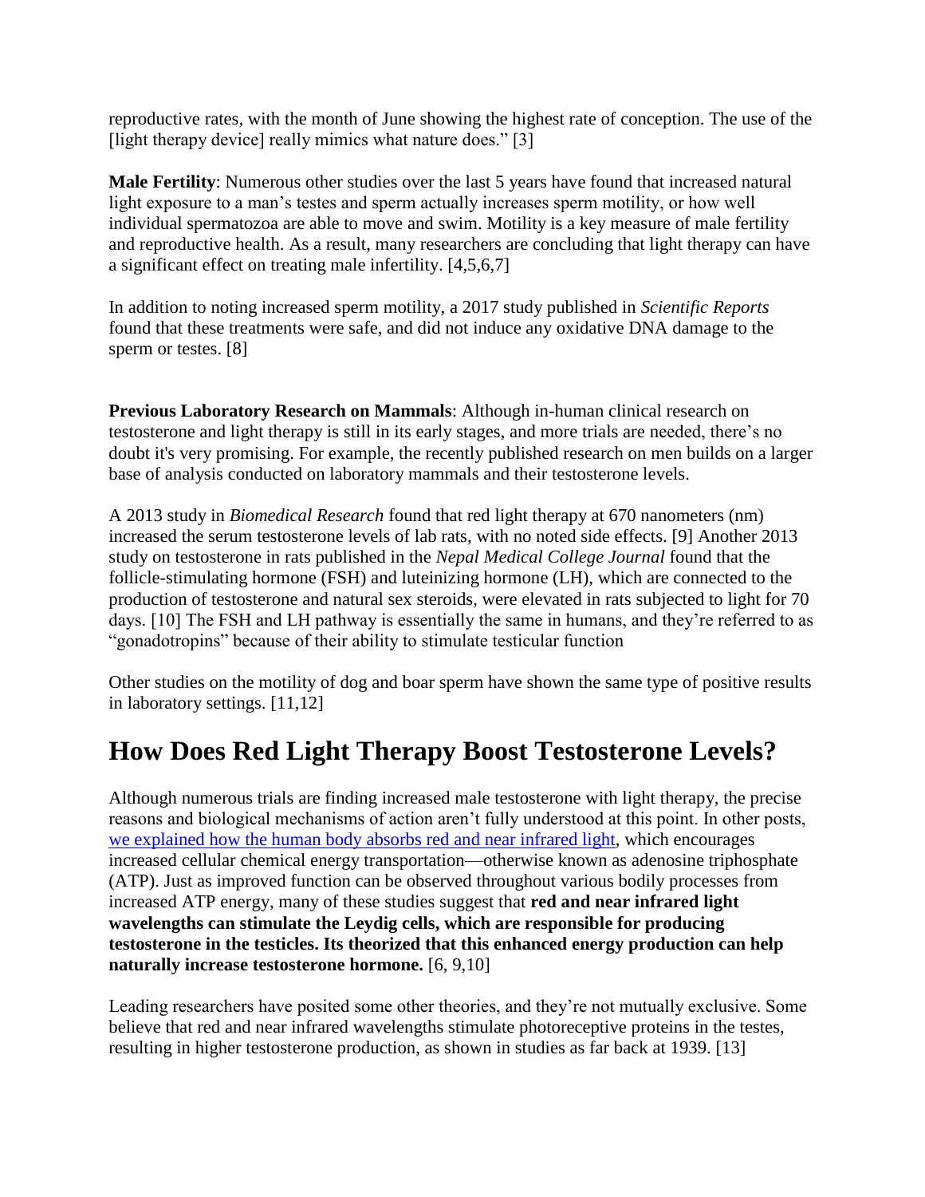reproductive rates, with the month of June showing the highest rate of conception. The use of the [light therapy device] really mimics what nature does." [3]

**Male Fertility**: Numerous other studies over the last 5 years have found that increased natural light exposure to a man's testes and sperm actually increases sperm motility, or how well individual spermatozoa are able to move and swim. Motility is a key measure of male fertility and reproductive health. As a result, many researchers are concluding that light therapy can have a significant effect on treating male infertility. [4,5,6,7]

In addition to noting increased sperm motility, a 2017 study published in *Scientific Reports* found that these treatments were safe, and did not induce any oxidative DNA damage to the sperm or testes. [8]

**Previous Laboratory Research on Mammals**: Although in-human clinical research on testosterone and light therapy is still in its early stages, and more trials are needed, there's no doubt it's very promising. For example, the recently published research on men builds on a larger base of analysis conducted on laboratory mammals and their testosterone levels.

A 2013 study in *Biomedical Research* found that red light therapy at 670 nanometers (nm) increased the serum testosterone levels of lab rats, with no noted side effects. [9] Another 2013 study on testosterone in rats published in the *Nepal Medical College Journal* found that the follicle-stimulating hormone (FSH) and luteinizing hormone (LH), which are connected to the production of testosterone and natural sex steroids, were elevated in rats subjected to light for 70 days. [10] The FSH and LH pathway is essentially the same in humans, and they're referred to as "gonadotropins" because of their ability to stimulate testicular function

Other studies on the motility of dog and boar sperm have shown the same type of positive results in laboratory settings. [11,12]

## How Does Red Light Therapy Boost Testosterone Levels?

Although numerous trials are finding increased male testosterone with light therapy, the precise reasons and biological mechanisms of action aren't fully understood at this point. In other posts, [we explained how the human body absorbs red and near infrared light](), which encourages increased cellular chemical energy transportation—otherwise known as adenosine triphosphate (ATP). Just as improved function can be observed throughout various bodily processes from increased ATP energy, many of these studies suggest that **red and near infrared light wavelengths can stimulate the Leydig cells, which are responsible for producing testosterone in the testicles. Its theorized that this enhanced energy production can help naturally increase testosterone hormone.** [6, 9,10]

Leading researchers have posited some other theories, and they're not mutually exclusive. Some believe that red and near infrared wavelengths stimulate photoreceptive proteins in the testes, resulting in higher testosterone production, as shown in studies as far back at 1939. [13]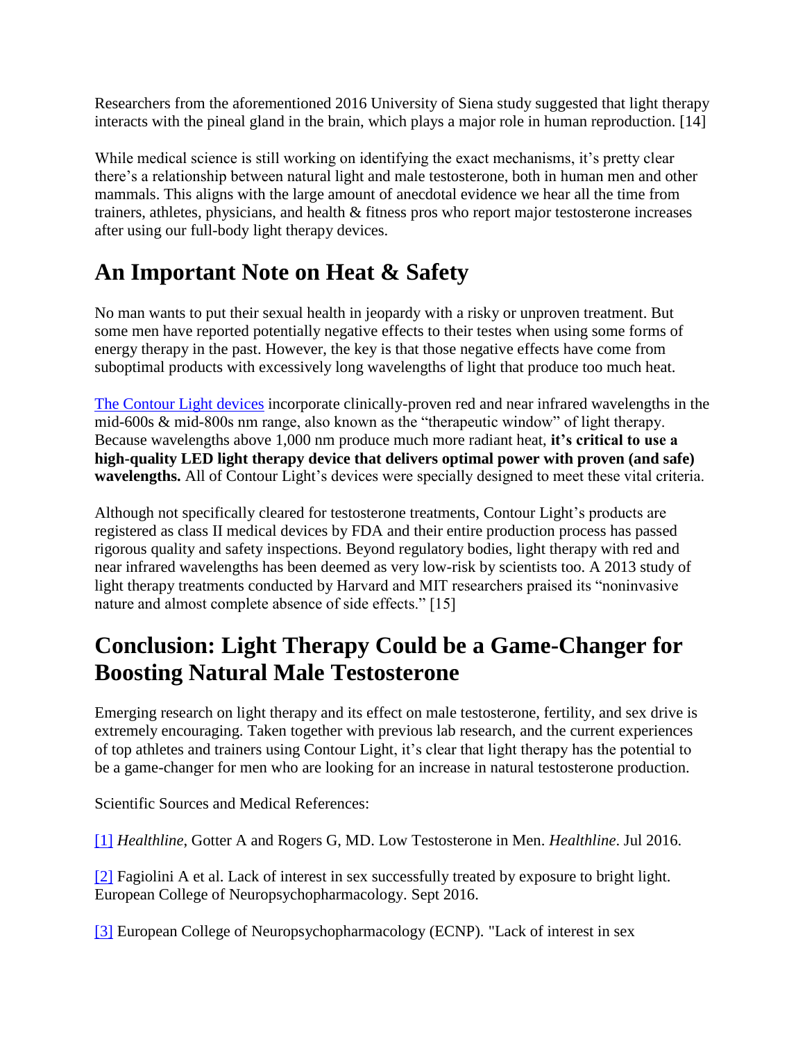Researchers from the aforementioned 2016 University of Siena study suggested that light therapy interacts with the pineal gland in the brain, which plays a major role in human reproduction. [14]

While medical science is still working on identifying the exact mechanisms, it's pretty clear there's a relationship between natural light and male testosterone, both in human men and other mammals. This aligns with the large amount of anecdotal evidence we hear all the time from trainers, athletes, physicians, and health & fitness pros who report major testosterone increases after using our full-body light therapy devices.

## An Important Note on Heat & Safety

No man wants to put their sexual health in jeopardy with a risky or unproven treatment. But some men have reported potentially negative effects to their testes when using some forms of energy therapy in the past. However, the key is that those negative effects have come from suboptimal products with excessively long wavelengths of light that produce too much heat.

[The Contour Light devices] incorporate clinically-proven red and near infrared wavelengths in the mid-600s & mid-800s nm range, also known as the "therapeutic window" of light therapy. Because wavelengths above 1,000 nm produce much more radiant heat, **it's critical to use a high-quality LED light therapy device that delivers optimal power with proven (and safe) wavelengths.** All of Contour Light's devices were specially designed to meet these vital criteria.

Although not specifically cleared for testosterone treatments, Contour Light's products are registered as class II medical devices by FDA and their entire production process has passed rigorous quality and safety inspections. Beyond regulatory bodies, light therapy with red and near infrared wavelengths has been deemed as very low-risk by scientists too. A 2013 study of light therapy treatments conducted by Harvard and MIT researchers praised its "noninvasive nature and almost complete absence of side effects." [15]

## Conclusion: Light Therapy Could be a Game-Changer for Boosting Natural Male Testosterone

Emerging research on light therapy and its effect on male testosterone, fertility, and sex drive is extremely encouraging. Taken together with previous lab research, and the current experiences of top athletes and trainers using Contour Light, it's clear that light therapy has the potential to be a game-changer for men who are looking for an increase in natural testosterone production.

Scientific Sources and Medical References:

[1] *Healthline*, Gotter A and Rogers G, MD. Low Testosterone in Men. *Healthline*. Jul 2016.

[2] Fagiolini A et al. Lack of interest in sex successfully treated by exposure to bright light. European College of Neuropsychopharmacology. Sept 2016.

[3] European College of Neuropsychopharmacology (ECNP). "Lack of interest in sex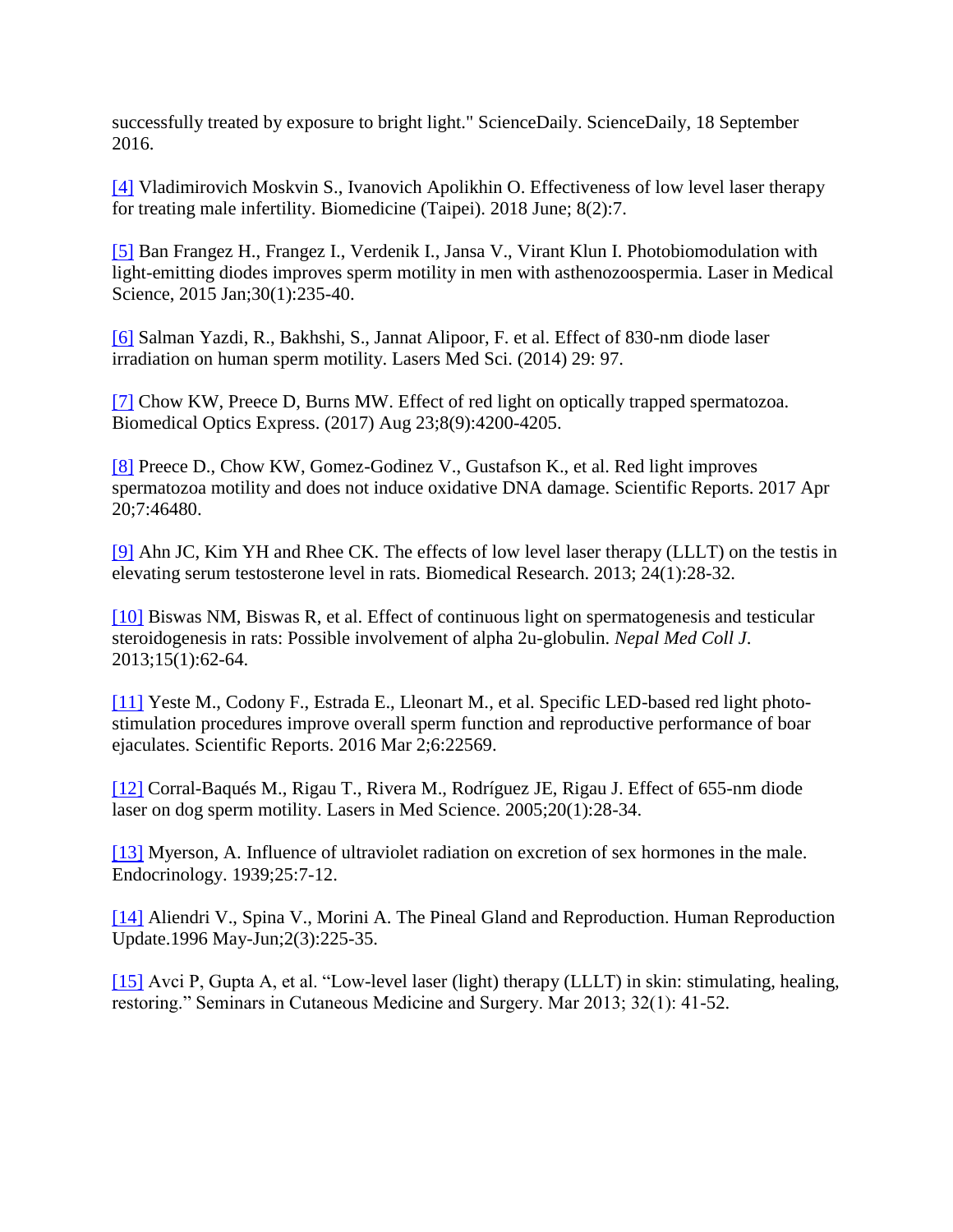successfully treated by exposure to bright light." ScienceDaily. ScienceDaily, 18 September 2016.

[4] Vladimirovich Moskvin S., Ivanovich Apolikhin O. Effectiveness of low level laser therapy for treating male infertility. Biomedicine (Taipei). 2018 June; 8(2):7.

[5] Ban Frangez H., Frangez I., Verdenik I., Jansa V., Virant Klun I. Photobiomodulation with light-emitting diodes improves sperm motility in men with asthenozoospermia. Laser in Medical Science, 2015 Jan;30(1):235-40.

[6] Salman Yazdi, R., Bakhshi, S., Jannat Alipoor, F. et al. Effect of 830-nm diode laser irradiation on human sperm motility. Lasers Med Sci. (2014) 29: 97.

[7] Chow KW, Preece D, Burns MW. Effect of red light on optically trapped spermatozoa. Biomedical Optics Express. (2017) Aug 23;8(9):4200-4205.

[8] Preece D., Chow KW, Gomez-Godinez V., Gustafson K., et al. Red light improves spermatozoa motility and does not induce oxidative DNA damage. Scientific Reports. 2017 Apr 20;7:46480.

[9] Ahn JC, Kim YH and Rhee CK. The effects of low level laser therapy (LLLT) on the testis in elevating serum testosterone level in rats. Biomedical Research. 2013; 24(1):28-32.

[10] Biswas NM, Biswas R, et al. Effect of continuous light on spermatogenesis and testicular steroidogenesis in rats: Possible involvement of alpha 2u-globulin. *Nepal Med Coll J*. 2013;15(1):62-64.

[11] Yeste M., Codony F., Estrada E., Lleonart M., et al. Specific LED-based red light photo-stimulation procedures improve overall sperm function and reproductive performance of boar ejaculates. Scientific Reports. 2016 Mar 2;6:22569.

[12] Corral-Baqués M., Rigau T., Rivera M., Rodríguez JE, Rigau J. Effect of 655-nm diode laser on dog sperm motility. Lasers in Med Science. 2005;20(1):28-34.

[13] Myerson, A. Influence of ultraviolet radiation on excretion of sex hormones in the male. Endocrinology. 1939;25:7-12.

[14] Aliendri V., Spina V., Morini A. The Pineal Gland and Reproduction. Human Reproduction Update.1996 May-Jun;2(3):225-35.

[15] Avci P, Gupta A, et al. "Low-level laser (light) therapy (LLLT) in skin: stimulating, healing, restoring." Seminars in Cutaneous Medicine and Surgery. Mar 2013; 32(1): 41-52.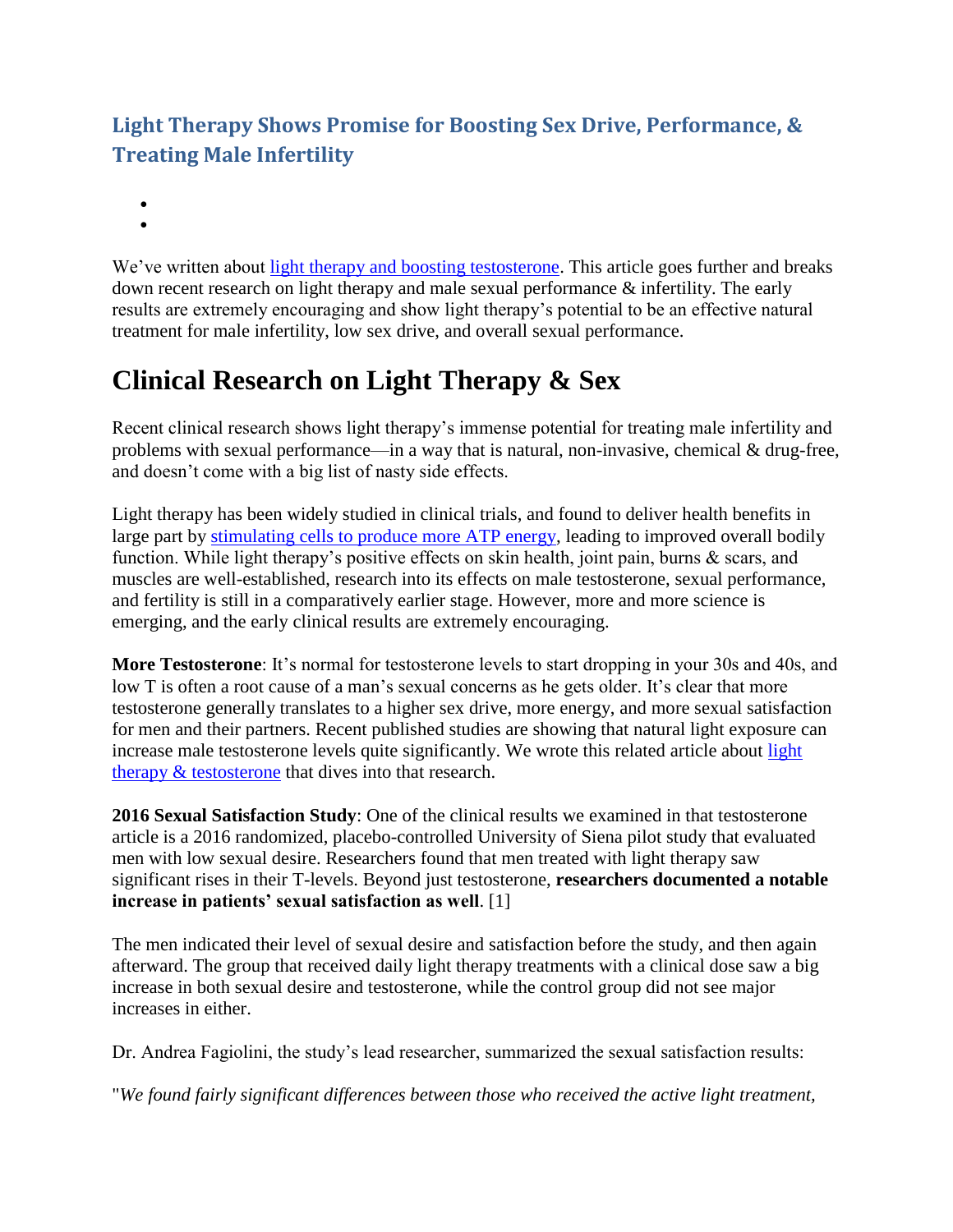## Light Therapy Shows Promise for Boosting Sex Drive, Performance, & Treating Male Infertility

We've written about light therapy and boosting testosterone. This article goes further and breaks down recent research on light therapy and male sexual performance & infertility. The early results are extremely encouraging and show light therapy's potential to be an effective natural treatment for male infertility, low sex drive, and overall sexual performance.

# Clinical Research on Light Therapy & Sex

Recent clinical research shows light therapy's immense potential for treating male infertility and problems with sexual performance—in a way that is natural, non-invasive, chemical & drug-free, and doesn't come with a big list of nasty side effects.

Light therapy has been widely studied in clinical trials, and found to deliver health benefits in large part by stimulating cells to produce more ATP energy, leading to improved overall bodily function. While light therapy's positive effects on skin health, joint pain, burns & scars, and muscles are well-established, research into its effects on male testosterone, sexual performance, and fertility is still in a comparatively earlier stage. However, more and more science is emerging, and the early clinical results are extremely encouraging.

**More Testosterone**: It's normal for testosterone levels to start dropping in your 30s and 40s, and low T is often a root cause of a man's sexual concerns as he gets older. It's clear that more testosterone generally translates to a higher sex drive, more energy, and more sexual satisfaction for men and their partners. Recent published studies are showing that natural light exposure can increase male testosterone levels quite significantly. We wrote this related article about light therapy & testosterone that dives into that research.

**2016 Sexual Satisfaction Study**: One of the clinical results we examined in that testosterone article is a 2016 randomized, placebo-controlled University of Siena pilot study that evaluated men with low sexual desire. Researchers found that men treated with light therapy saw significant rises in their T-levels. Beyond just testosterone, **researchers documented a notable increase in patients' sexual satisfaction as well**. [1]

The men indicated their level of sexual desire and satisfaction before the study, and then again afterward. The group that received daily light therapy treatments with a clinical dose saw a big increase in both sexual desire and testosterone, while the control group did not see major increases in either.

Dr. Andrea Fagiolini, the study's lead researcher, summarized the sexual satisfaction results:

"*We found fairly significant differences between those who received the active light treatment,*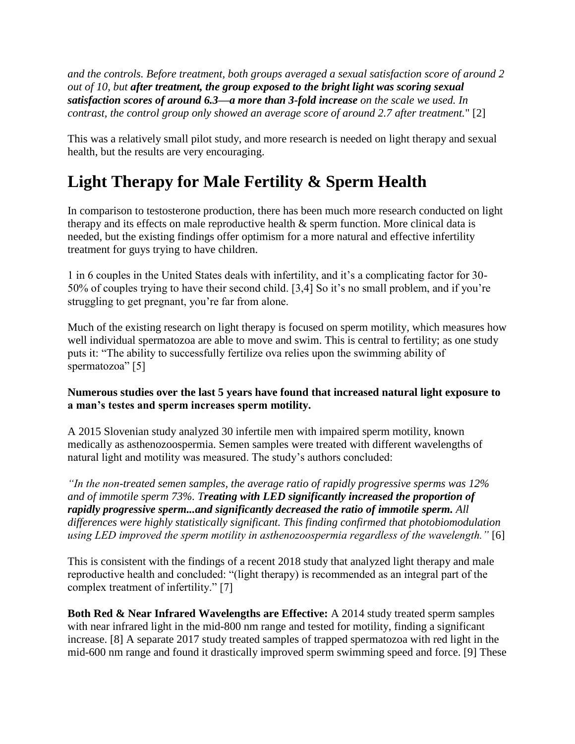*and the controls. Before treatment, both groups averaged a sexual satisfaction score of around 2 out of 10, but* ***after treatment, the group exposed to the bright light was scoring sexual satisfaction scores of around 6.3—a more than 3-fold increase*** *on the scale we used. In contrast, the control group only showed an average score of around 2.7 after treatment.*" [2]

This was a relatively small pilot study, and more research is needed on light therapy and sexual health, but the results are very encouraging.

# Light Therapy for Male Fertility & Sperm Health

In comparison to testosterone production, there has been much more research conducted on light therapy and its effects on male reproductive health & sperm function. More clinical data is needed, but the existing findings offer optimism for a more natural and effective infertility treatment for guys trying to have children.

1 in 6 couples in the United States deals with infertility, and it's a complicating factor for 30-50% of couples trying to have their second child. [3,4] So it's no small problem, and if you're struggling to get pregnant, you're far from alone.

Much of the existing research on light therapy is focused on sperm motility, which measures how well individual spermatozoa are able to move and swim. This is central to fertility; as one study puts it: "The ability to successfully fertilize ova relies upon the swimming ability of spermatozoa" [5]

**Numerous studies over the last 5 years have found that increased natural light exposure to a man's testes and sperm increases sperm motility.**

A 2015 Slovenian study analyzed 30 infertile men with impaired sperm motility, known medically as asthenozoospermia. Semen samples were treated with different wavelengths of natural light and motility was measured. The study's authors concluded:

*"In the non-treated semen samples, the average ratio of rapidly progressive sperms was 12% and of immotile sperm 73%.* ***Treating with LED significantly increased the proportion of rapidly progressive sperm...and significantly decreased the ratio of immotile sperm.*** *All differences were highly statistically significant. This finding confirmed that photobiomodulation using LED improved the sperm motility in asthenozoospermia regardless of the wavelength."* [6]

This is consistent with the findings of a recent 2018 study that analyzed light therapy and male reproductive health and concluded: "(light therapy) is recommended as an integral part of the complex treatment of infertility." [7]

**Both Red & Near Infrared Wavelengths are Effective:** A 2014 study treated sperm samples with near infrared light in the mid-800 nm range and tested for motility, finding a significant increase. [8] A separate 2017 study treated samples of trapped spermatozoa with red light in the mid-600 nm range and found it drastically improved sperm swimming speed and force. [9] These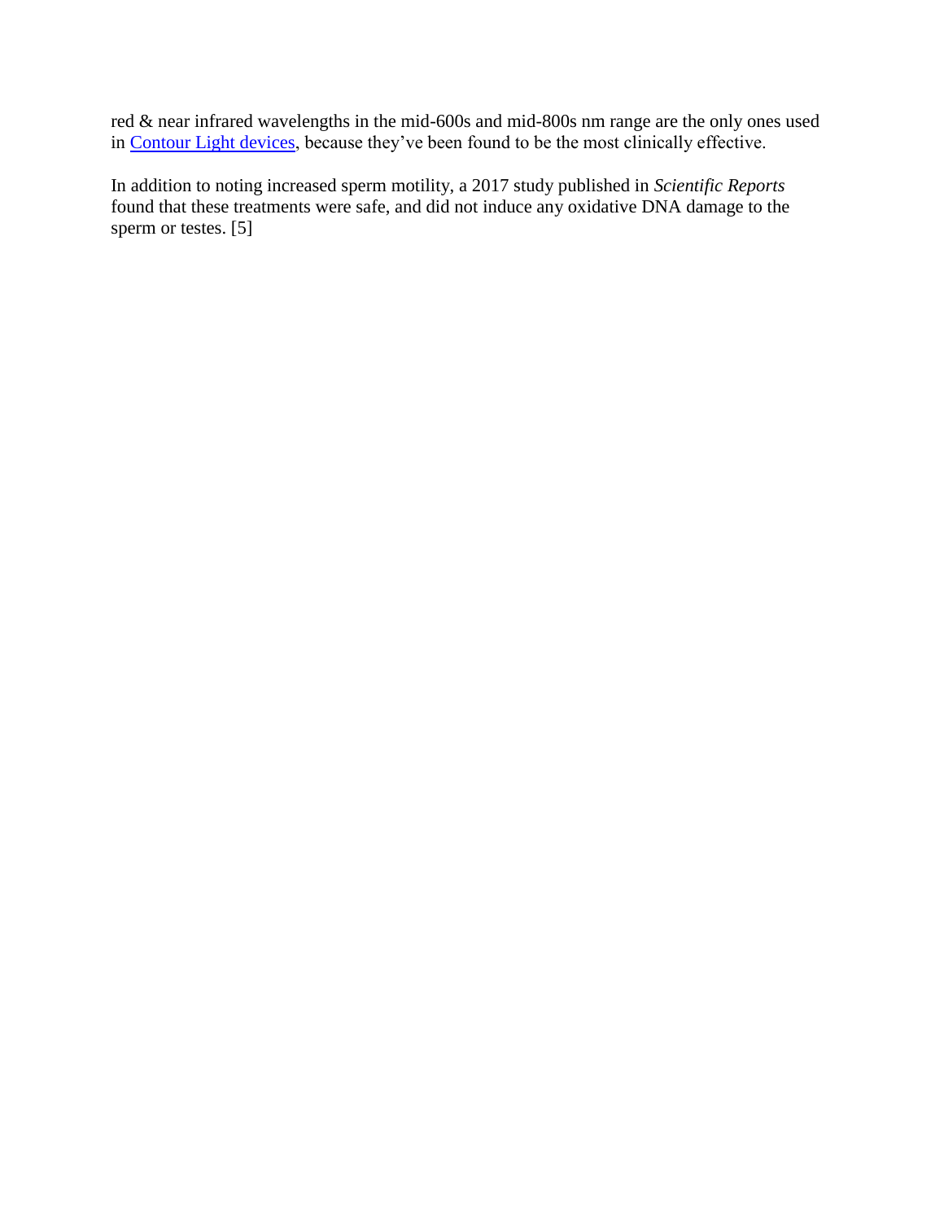red & near infrared wavelengths in the mid-600s and mid-800s nm range are the only ones used in [Contour Light devices](), because they've been found to be the most clinically effective.

In addition to noting increased sperm motility, a 2017 study published in *Scientific Reports* found that these treatments were safe, and did not induce any oxidative DNA damage to the sperm or testes. [5]